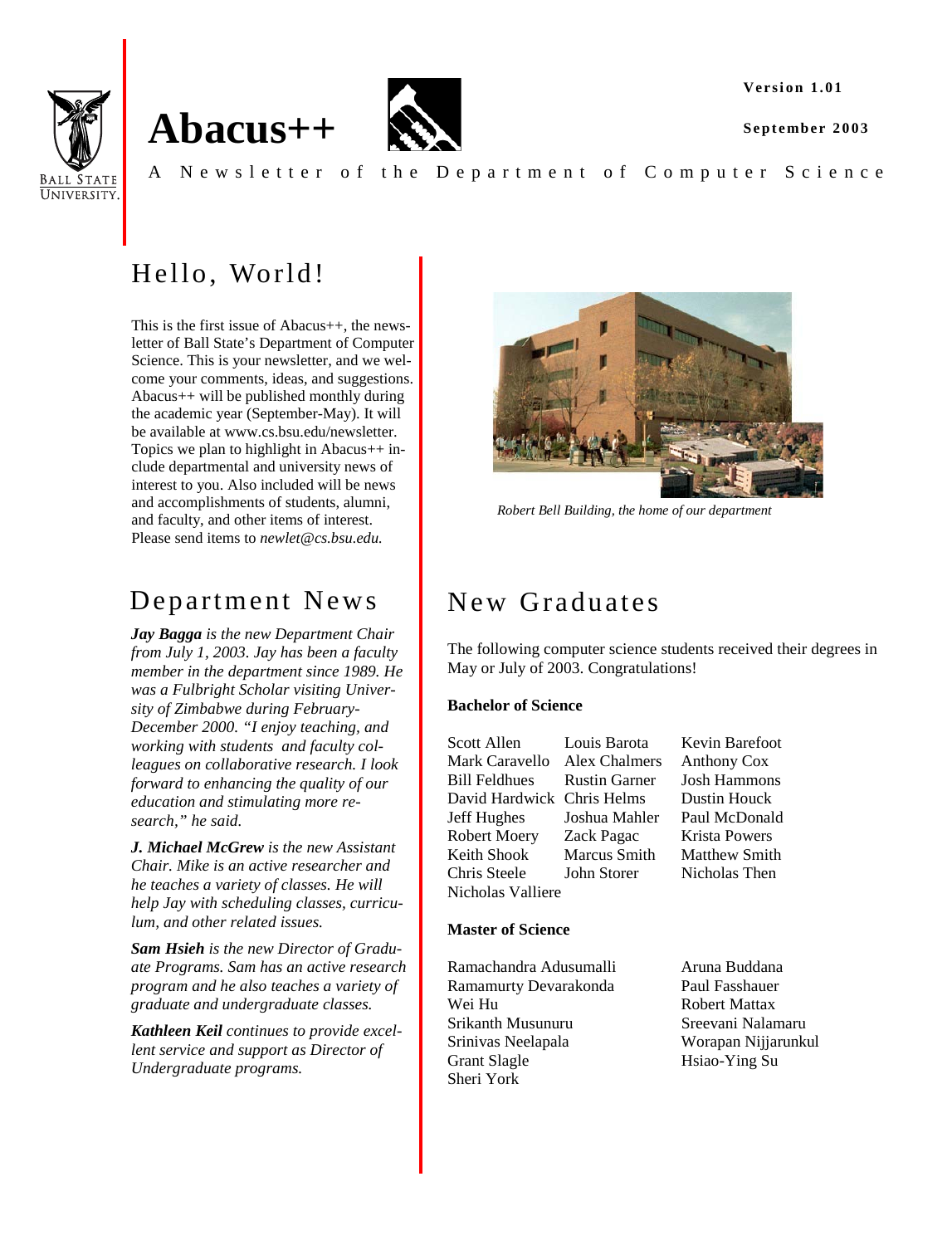Version 1.01

September 2003

# Abacus++

A Newsletter of the Department of Computer Science

## Hello, World!

This is the first issue of Abacus++, the newsletter of Ball State's Department of Computer Science. This is your newsletter, and we welcome your comments, ideas, and suggestions. Abacus++ will be published monthly during the academic year (September-May). It will be available at www.cs.bsu.edu/newsletter. Topics we plan to highlight in Abacus++ include departmental and university news of interest to you. Also included will be news and accomplishments of students, alumni, and faculty, and other items of interest. Please send items to *newlet@cs.bsu.edu.*

*Robert Bell Building, the home of our department*

## Department News

***Jay Bagga** is the new Department Chair from July 1, 2003. Jay has been a faculty member in the department since 1989. He was a Fulbright Scholar visiting University of Zimbabwe during February-December 2000. "I enjoy teaching, and working with students and faculty colleagues on collaborative research. I look forward to enhancing the quality of our education and stimulating more research," he said.*

***J. Michael McGrew** is the new Assistant Chair. Mike is an active researcher and he teaches a variety of classes. He will help Jay with scheduling classes, curriculum, and other related issues.*

***Sam Hsieh** is the new Director of Graduate Programs. Sam has an active research program and he also teaches a variety of graduate and undergraduate classes.*

***Kathleen Keil** continues to provide excellent service and support as Director of Undergraduate programs.*

## New Graduates

The following computer science students received their degrees in May or July of 2003. Congratulations!

**Bachelor of Science**

Scott Allen
Louis Barota
Kevin Barefoot
Mark Caravello
Alex Chalmers
Anthony Cox
Bill Feldhues
Rustin Garner
Josh Hammons
David Hardwick
Chris Helms
Dustin Houck
Jeff Hughes
Joshua Mahler
Paul McDonald
Robert Moery
Zack Pagac
Krista Powers
Keith Shook
Marcus Smith
Matthew Smith
Chris Steele
John Storer
Nicholas Then
Nicholas Valliere

**Master of Science**

Ramachandra Adusumalli
Aruna Buddana
Ramamurty Devarakonda
Paul Fasshauer
Wei Hu
Robert Mattax
Srikanth Musunuru
Sreevani Nalamaru
Srinivas Neelapala
Worapan Nijjarunkul
Grant Slagle
Hsiao-Ying Su
Sheri York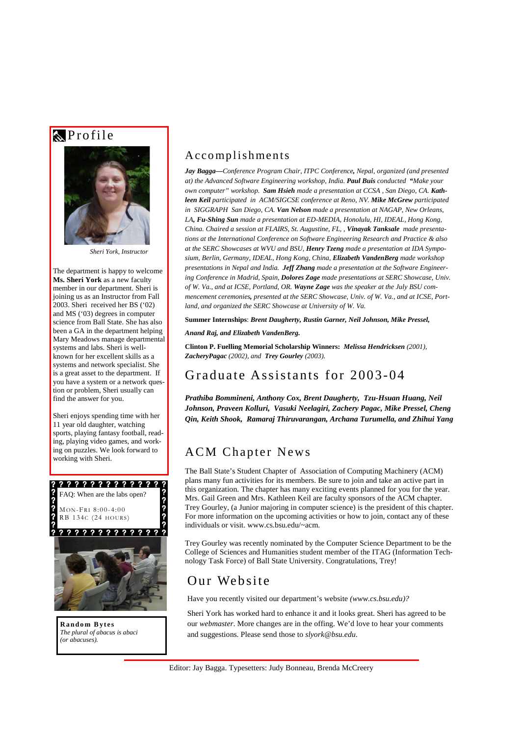## Profile

*Sheri York, Instructor*

The department is happy to welcome **Ms. Sheri York** as a new faculty member in our department. Sheri is joining us as an Instructor from Fall 2003. Sheri received her BS ('02) and MS ('03) degrees in computer science from Ball State. She has also been a GA in the department helping Mary Meadows manage departmental systems and labs. Sheri is well-known for her excellent skills as a systems and network specialist. She is a great asset to the department. If you have a system or a network question or problem, Sheri usually can find the answer for you.

Sheri enjoys spending time with her 11 year old daughter, watching sports, playing fantasy football, reading, playing video games, and working on puzzles. We look forward to working with Sheri.

FAQ: When are the labs open?

MON-FRI 8:00-4:00
RB 134C (24 HOURS)

**Random Bytes**
*The plural of abacus is abaci (or abacuses).*

## Accomplishments

***Jay Bagga****—Conference Program Chair, ITPC Conference, Nepal, organized (and presented at) the Advanced Software Engineering workshop, India.* ***Paul Buis*** *conducted "Make your own computer" workshop.* ***Sam Hsieh*** *made a presentation at CCSA , San Diego, CA.* ***Kathleen Keil*** *participated in ACM/SIGCSE conference at Reno, NV.* ***Mike McGrew*** *participated in SIGGRAPH San Diego, CA.* ***Van Nelson*** *made a presentation at NAGAP, New Orleans, LA,* ***Fu-Shing Sun*** *made a presentation at ED-MEDIA, Honolulu, HI, IDEAL, Hong Kong, China. Chaired a session at FLAIRS, St. Augustine, FL, ,* ***Vinayak Tanksale*** *made presentations at the International Conference on Software Engineering Research and Practice & also at the SERC Showcases at WVU and BSU,* ***Henry Tzeng*** *made a presentation at IDA Symposium, Berlin, Germany, IDEAL, Hong Kong, China,* ***Elizabeth VandenBerg*** *made workshop presentations in Nepal and India.* ***Jeff Zhang*** *made a presentation at the Software Engineering Conference in Madrid, Spain,* ***Dolores Zage*** *made presentations at SERC Showcase, Univ. of W. Va., and at ICSE, Portland, OR.* ***Wayne Zage*** *was the speaker at the July BSU commencement ceremonies, presented at the SERC Showcase, Univ. of W. Va., and at ICSE, Portland, and organized the SERC Showcase at University of W. Va.*

**Summer Internships**: ***Brent Daugherty, Rustin Garner, Neil Johnson, Mike Pressel, Anand Raj, and Elizabeth VandenBerg.***

**Clinton P. Fuelling Memorial Scholarship Winners:** ***Melissa Hendricksen*** *(2001),* ***ZacheryPagac*** *(2002), and* ***Trey Gourley*** *(2003).*

## Graduate Assistants for 2003-04

***Prathiba Bommineni, Anthony Cox, Brent Daugherty, Tzu-Hsuan Huang, Neil Johnson, Praveen Kolluri, Vasuki Neelagiri, Zachery Pagac, Mike Pressel, Cheng Qin, Keith Shook, Ramaraj Thiruvarangan, Archana Turumella, and Zhihui Yang***

## ACM Chapter News

The Ball State's Student Chapter of Association of Computing Machinery (ACM) plans many fun activities for its members. Be sure to join and take an active part in this organization. The chapter has many exciting events planned for you for the year. Mrs. Gail Green and Mrs. Kathleen Keil are faculty sponsors of the ACM chapter. Trey Gourley, (a Junior majoring in computer science) is the president of this chapter. For more information on the upcoming activities or how to join, contact any of these individuals or visit. www.cs.bsu.edu/~acm.

Trey Gourley was recently nominated by the Computer Science Department to be the College of Sciences and Humanities student member of the ITAG (Information Technology Task Force) of Ball State University. Congratulations, Trey!

## Our Website

Have you recently visited our department's website *(www.cs.bsu.edu)?*

Sheri York has worked hard to enhance it and it looks great. Sheri has agreed to be our *webmaster*. More changes are in the offing. We'd love to hear your comments and suggestions. Please send those to *slyork@bsu.edu*.

Editor: Jay Bagga. Typesetters: Judy Bonneau, Brenda McCreery